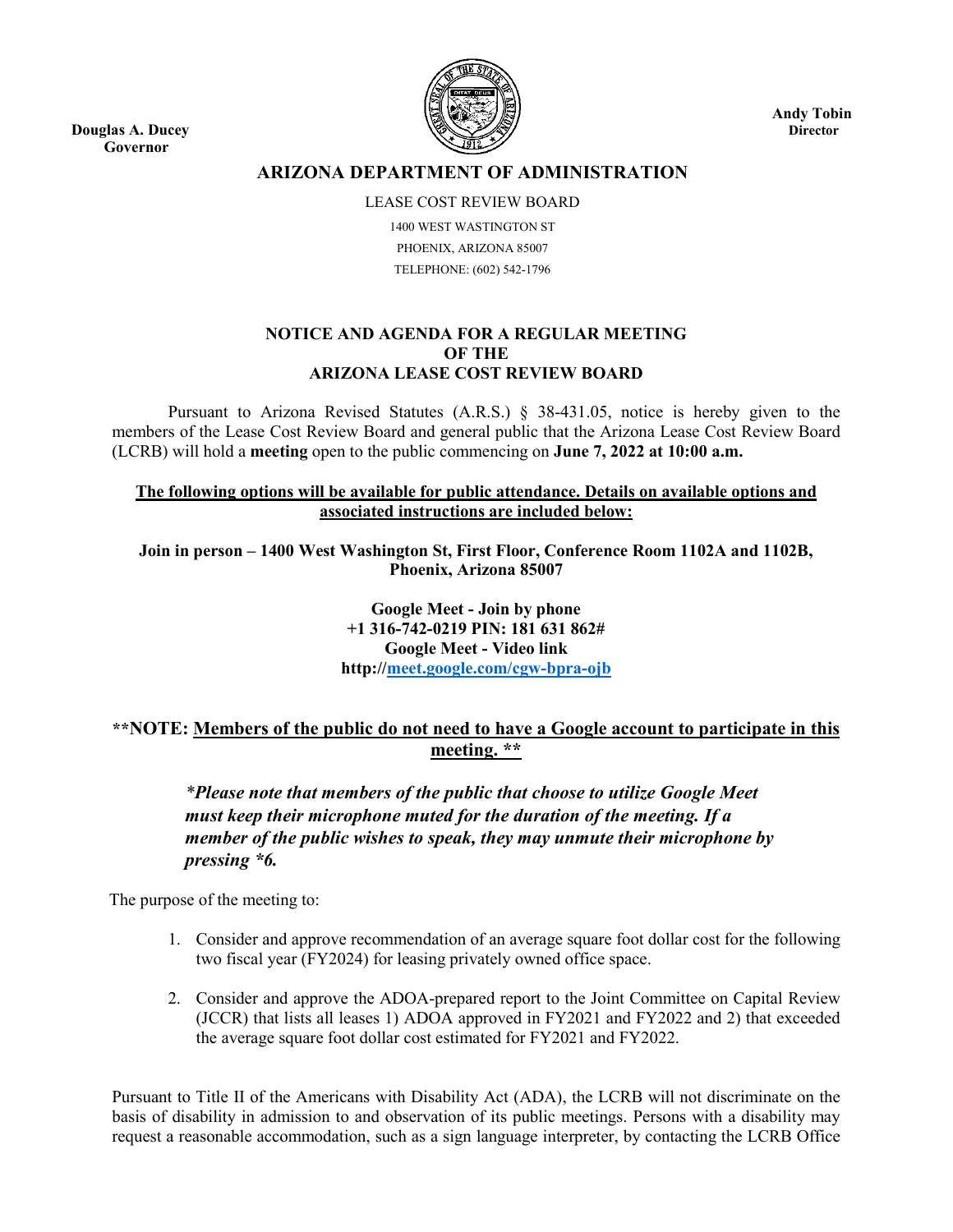**Douglas A. Ducey**
**Governor**

**Andy Tobin**
**Director**

# ARIZONA DEPARTMENT OF ADMINISTRATION

LEASE COST REVIEW BOARD

1400 WEST WASTINGTON ST

PHOENIX, ARIZONA 85007

TELEPHONE: (602) 542-1796

## NOTICE AND AGENDA FOR A REGULAR MEETING OF THE ARIZONA LEASE COST REVIEW BOARD

Pursuant to Arizona Revised Statutes (A.R.S.) § 38-431.05, notice is hereby given to the members of the Lease Cost Review Board and general public that the Arizona Lease Cost Review Board (LCRB) will hold a **meeting** open to the public commencing on **June 7, 2022 at 10:00 a.m.**

**The following options will be available for public attendance. Details on available options and associated instructions are included below:**

**Join in person – 1400 West Washington St, First Floor, Conference Room 1102A and 1102B, Phoenix, Arizona 85007**

**Google Meet - Join by phone**
**+1 316-742-0219 PIN: 181 631 862#**
**Google Meet - Video link**
**http://meet.google.com/cgw-bpra-ojb**

**\*\*NOTE: Members of the public do not need to have a Google account to participate in this meeting. \*\***

*\*Please note that members of the public that choose to utilize Google Meet must keep their microphone muted for the duration of the meeting. If a member of the public wishes to speak, they may unmute their microphone by pressing \*6.*

The purpose of the meeting to:

1. Consider and approve recommendation of an average square foot dollar cost for the following two fiscal year (FY2024) for leasing privately owned office space.
2. Consider and approve the ADOA-prepared report to the Joint Committee on Capital Review (JCCR) that lists all leases 1) ADOA approved in FY2021 and FY2022 and 2) that exceeded the average square foot dollar cost estimated for FY2021 and FY2022.

Pursuant to Title II of the Americans with Disability Act (ADA), the LCRB will not discriminate on the basis of disability in admission to and observation of its public meetings. Persons with a disability may request a reasonable accommodation, such as a sign language interpreter, by contacting the LCRB Office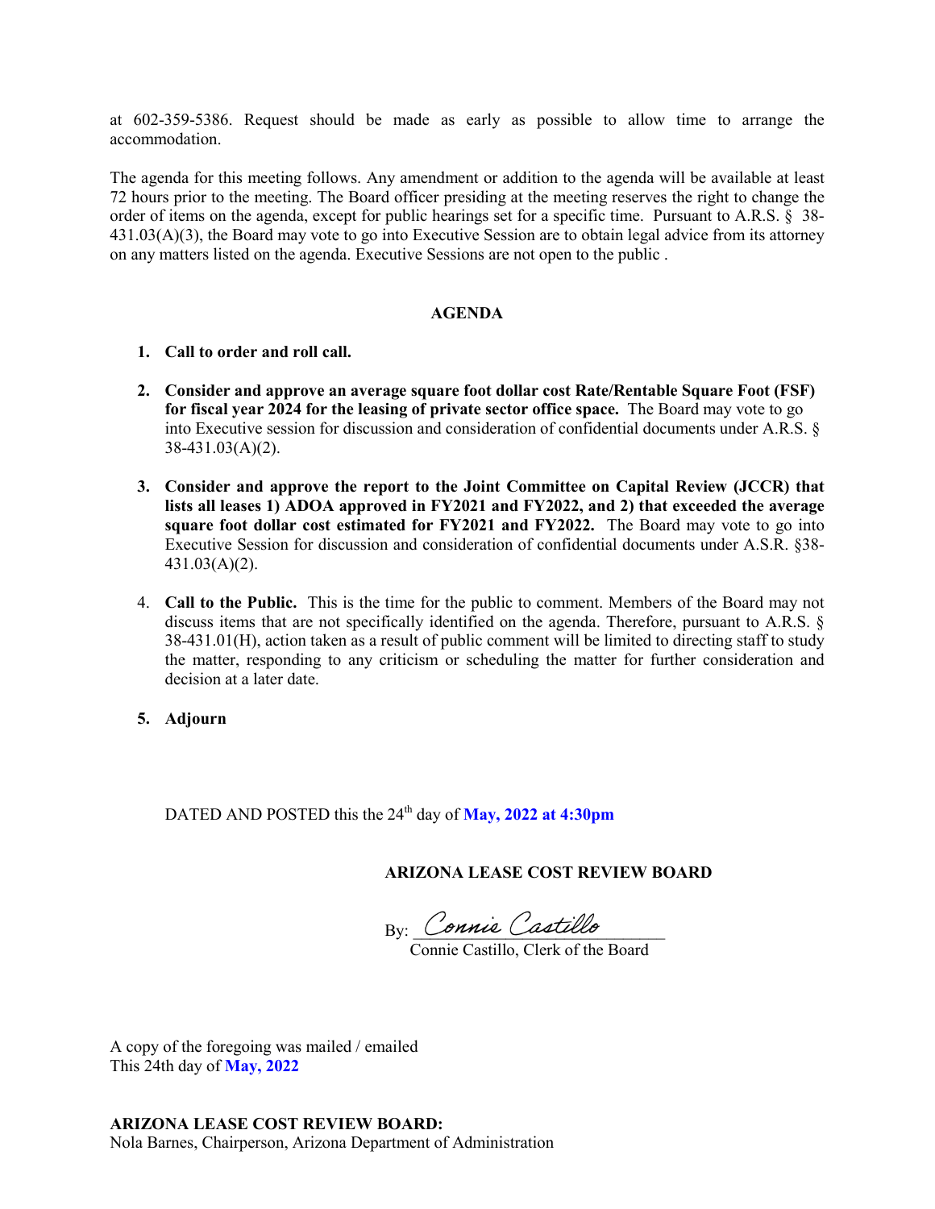at 602-359-5386. Request should be made as early as possible to allow time to arrange the accommodation.

The agenda for this meeting follows. Any amendment or addition to the agenda will be available at least 72 hours prior to the meeting. The Board officer presiding at the meeting reserves the right to change the order of items on the agenda, except for public hearings set for a specific time. Pursuant to A.R.S. § 38-431.03(A)(3), the Board may vote to go into Executive Session are to obtain legal advice from its attorney on any matters listed on the agenda. Executive Sessions are not open to the public .

**AGENDA**

1. **Call to order and roll call.**

2. **Consider and approve an average square foot dollar cost Rate/Rentable Square Foot (FSF) for fiscal year 2024 for the leasing of private sector office space.** The Board may vote to go into Executive session for discussion and consideration of confidential documents under A.R.S. § 38-431.03(A)(2).

3. **Consider and approve the report to the Joint Committee on Capital Review (JCCR) that lists all leases 1) ADOA approved in FY2021 and FY2022, and 2) that exceeded the average square foot dollar cost estimated for FY2021 and FY2022.** The Board may vote to go into Executive Session for discussion and consideration of confidential documents under A.S.R. §38-431.03(A)(2).

4. **Call to the Public.** This is the time for the public to comment. Members of the Board may not discuss items that are not specifically identified on the agenda. Therefore, pursuant to A.R.S. § 38-431.01(H), action taken as a result of public comment will be limited to directing staff to study the matter, responding to any criticism or scheduling the matter for further consideration and decision at a later date.

5. **Adjourn**

DATED AND POSTED this the 24th day of **May, 2022 at 4:30pm**

**ARIZONA LEASE COST REVIEW BOARD**

By: *Connie Castillo*
Connie Castillo, Clerk of the Board

A copy of the foregoing was mailed / emailed
This 24th day of **May, 2022**

**ARIZONA LEASE COST REVIEW BOARD:**
Nola Barnes, Chairperson, Arizona Department of Administration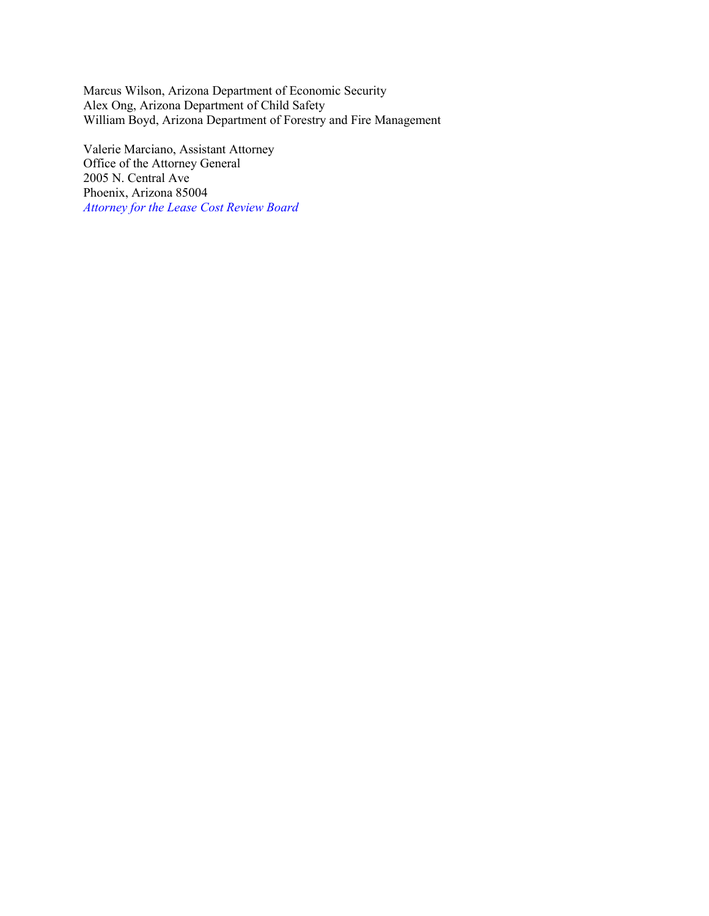Marcus Wilson, Arizona Department of Economic Security
Alex Ong, Arizona Department of Child Safety
William Boyd, Arizona Department of Forestry and Fire Management

Valerie Marciano, Assistant Attorney
Office of the Attorney General
2005 N. Central Ave
Phoenix, Arizona 85004
*Attorney for the Lease Cost Review Board*